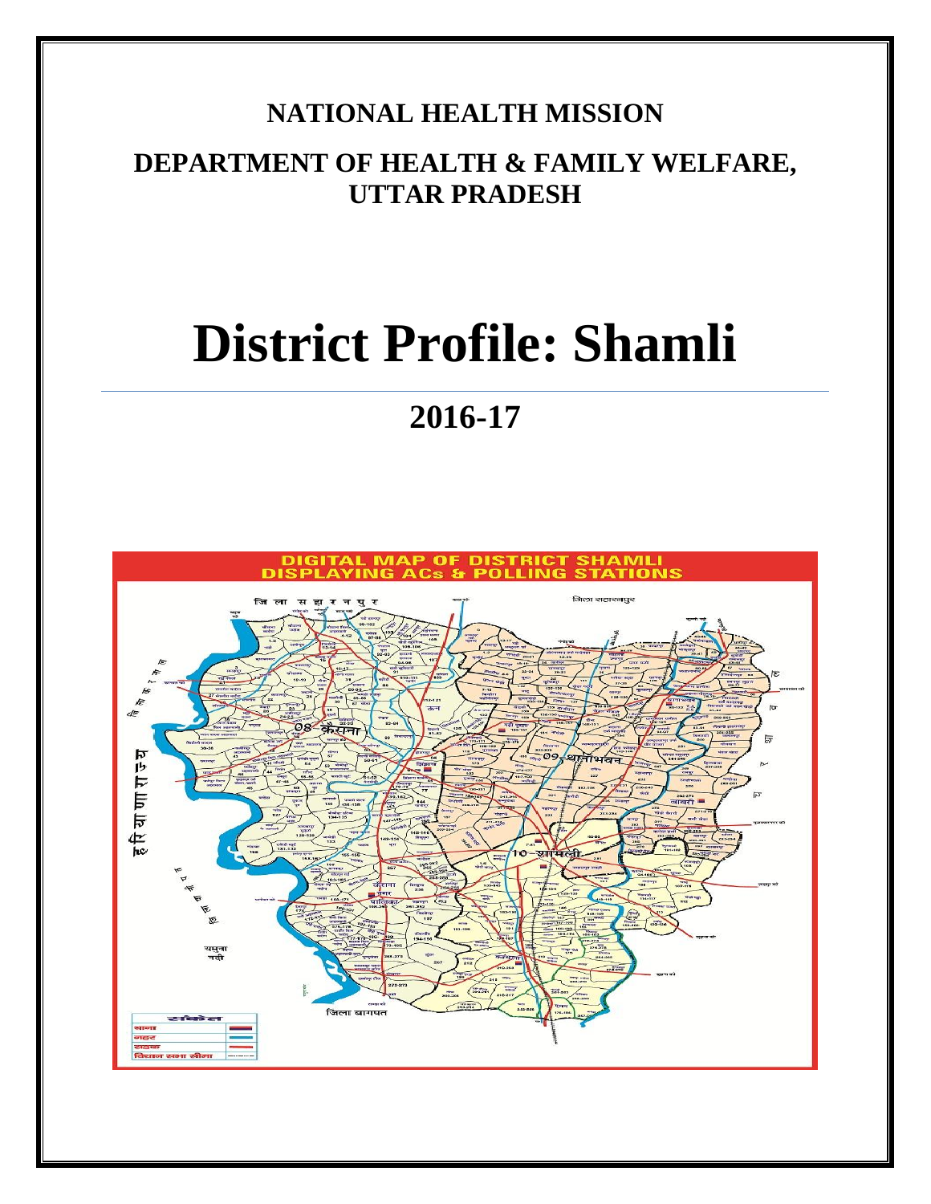**NATIONAL HEALTH MISSION**

**DEPARTMENT OF HEALTH & FAMILY WELFARE, UTTAR PRADESH**

# District Profile: Shamli

## 2016-17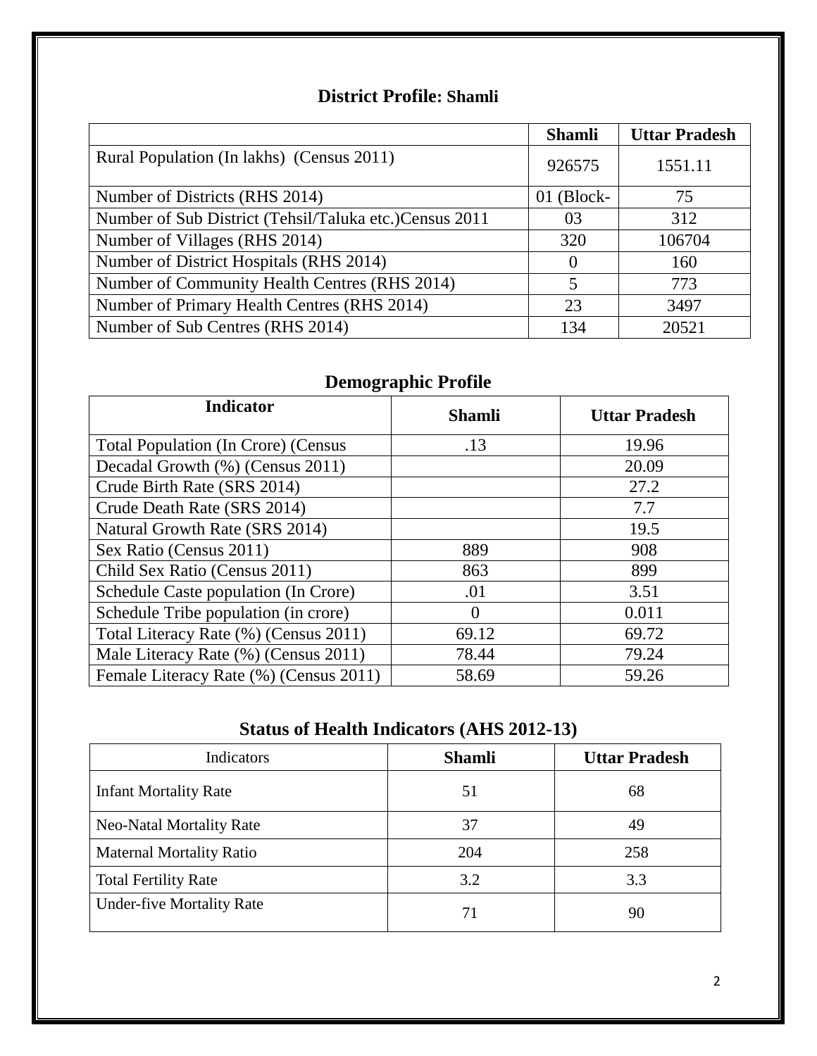## District Profile: Shamli

| | Shamli | Uttar Pradesh |
|---|---|---|
| Rural Population (In lakhs) (Census 2011) | 926575 | 1551.11 |
| Number of Districts (RHS 2014) | 01 (Block- | 75 |
| Number of Sub District (Tehsil/Taluka etc.)Census 2011 | 03 | 312 |
| Number of Villages (RHS 2014) | 320 | 106704 |
| Number of District Hospitals (RHS 2014) | 0 | 160 |
| Number of Community Health Centres (RHS 2014) | 5 | 773 |
| Number of Primary Health Centres (RHS 2014) | 23 | 3497 |
| Number of Sub Centres (RHS 2014) | 134 | 20521 |

## Demographic Profile

| Indicator | Shamli | Uttar Pradesh |
|---|---|---|
| Total Population (In Crore) (Census | .13 | 19.96 |
| Decadal Growth (%) (Census 2011) | | 20.09 |
| Crude Birth Rate (SRS 2014) | | 27.2 |
| Crude Death Rate (SRS 2014) | | 7.7 |
| Natural Growth Rate (SRS 2014) | | 19.5 |
| Sex Ratio (Census 2011) | 889 | 908 |
| Child Sex Ratio (Census 2011) | 863 | 899 |
| Schedule Caste population (In Crore) | .01 | 3.51 |
| Schedule Tribe population (in crore) | 0 | 0.011 |
| Total Literacy Rate (%) (Census 2011) | 69.12 | 69.72 |
| Male Literacy Rate (%) (Census 2011) | 78.44 | 79.24 |
| Female Literacy Rate (%) (Census 2011) | 58.69 | 59.26 |

## Status of Health Indicators (AHS 2012-13)

| Indicators | Shamli | Uttar Pradesh |
|---|---|---|
| Infant Mortality Rate | 51 | 68 |
| Neo-Natal Mortality Rate | 37 | 49 |
| Maternal Mortality Ratio | 204 | 258 |
| Total Fertility Rate | 3.2 | 3.3 |
| Under-five Mortality Rate | 71 | 90 |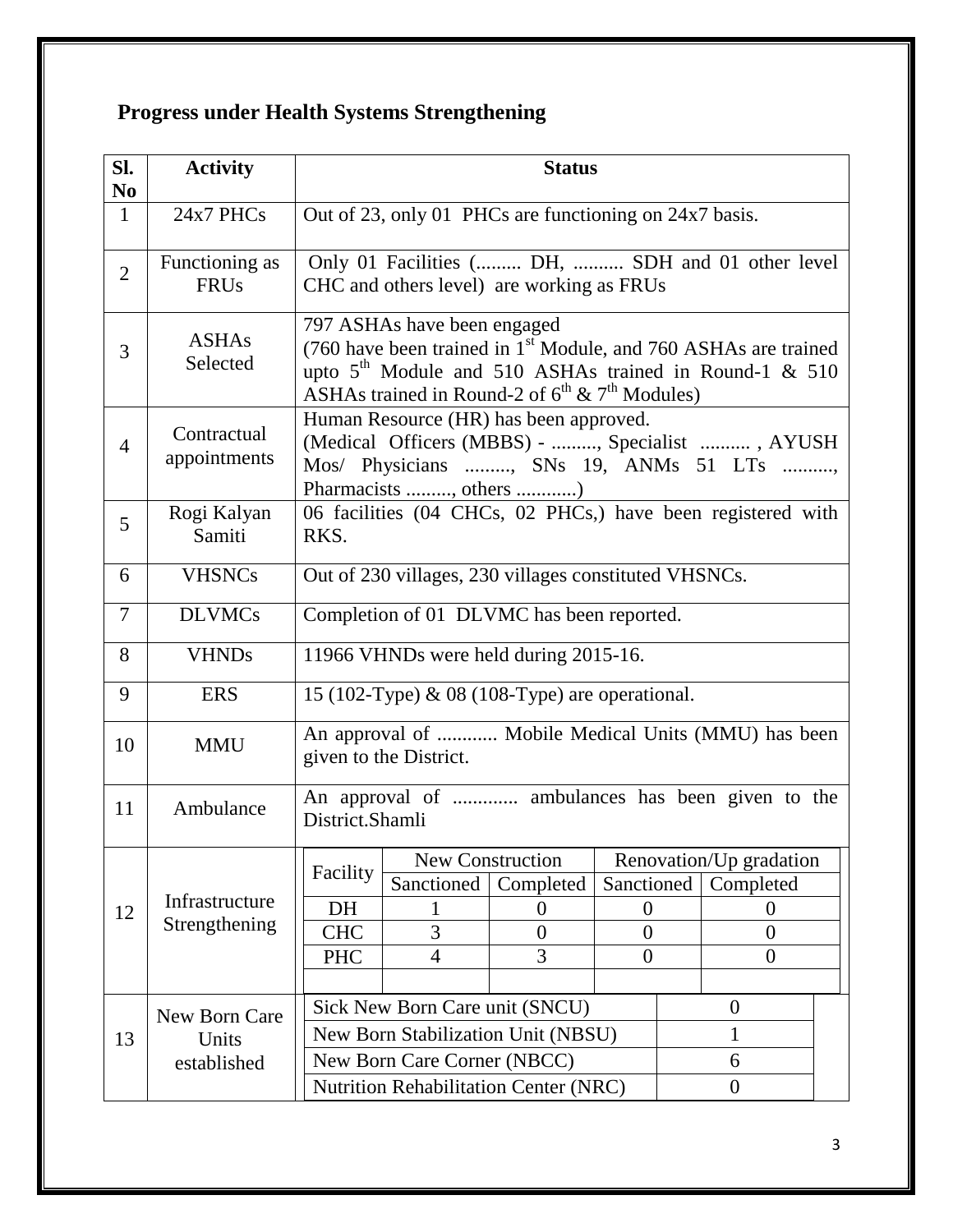## Progress under Health Systems Strengthening

| Sl. No | Activity | Status |
|---|---|---|
| 1 | 24x7 PHCs | Out of 23, only 01 PHCs are functioning on 24x7 basis. |
| 2 | Functioning as FRUs | Only 01 Facilities (......... DH, .......... SDH and 01 other level CHC and others level) are working as FRUs |
| 3 | ASHAs Selected | 797 ASHAs have been engaged (760 have been trained in 1st Module, and 760 ASHAs are trained upto 5th Module and 510 ASHAs trained in Round-1 & 510 ASHAs trained in Round-2 of 6th & 7th Modules) |
| 4 | Contractual appointments | Human Resource (HR) has been approved. (Medical Officers (MBBS) - ........., Specialist .......... , AYUSH Mos/ Physicians ........., SNs 19, ANMs 51 LTs .........., Pharmacists ........., others ............) |
| 5 | Rogi Kalyan Samiti | 06 facilities (04 CHCs, 02 PHCs,) have been registered with RKS. |
| 6 | VHSNCs | Out of 230 villages, 230 villages constituted VHSNCs. |
| 7 | DLVMCs | Completion of 01 DLVMC has been reported. |
| 8 | VHNDs | 11966 VHNDs were held during 2015-16. |
| 9 | ERS | 15 (102-Type) & 08 (108-Type) are operational. |
| 10 | MMU | An approval of ............ Mobile Medical Units (MMU) has been given to the District. |
| 11 | Ambulance | An approval of ............. ambulances has been given to the District.Shamli |
| 12 | Infrastructure Strengthening | See table below |
| 13 | New Born Care Units established | See table below |

**12. Infrastructure Strengthening**

| Facility | New Construction | | Renovation/Up gradation | |
|---|---|---|---|---|
| | Sanctioned | Completed | Sanctioned | Completed |
| DH | 1 | 0 | 0 | 0 |
| CHC | 3 | 0 | 0 | 0 |
| PHC | 4 | 3 | 0 | 0 |
| | | | | |

**13. New Born Care Units established**

| Unit | Number |
|---|---|
| Sick New Born Care unit (SNCU) | 0 |
| New Born Stabilization Unit (NBSU) | 1 |
| New Born Care Corner (NBCC) | 6 |
| Nutrition Rehabilitation Center (NRC) | 0 |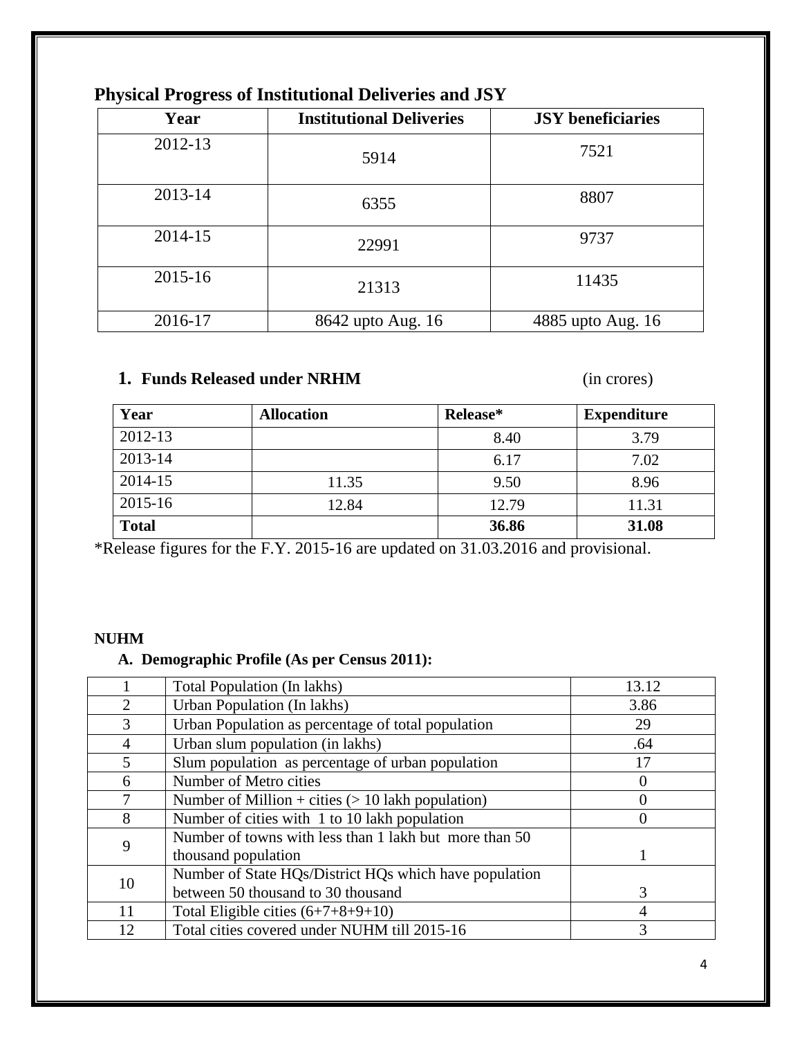## Physical Progress of Institutional Deliveries and JSY

| Year | Institutional Deliveries | JSY beneficiaries |
| --- | --- | --- |
| 2012-13 | 5914 | 7521 |
| 2013-14 | 6355 | 8807 |
| 2014-15 | 22991 | 9737 |
| 2015-16 | 21313 | 11435 |
| 2016-17 | 8642 upto Aug. 16 | 4885 upto Aug. 16 |

### 1. Funds Released under NRHM (in crores)

| Year | Allocation | Release* | Expenditure |
| --- | --- | --- | --- |
| 2012-13 | | 8.40 | 3.79 |
| 2013-14 | | 6.17 | 7.02 |
| 2014-15 | 11.35 | 9.50 | 8.96 |
| 2015-16 | 12.84 | 12.79 | 11.31 |
| **Total** | | **36.86** | **31.08** |

*Release figures for the F.Y. 2015-16 are updated on 31.03.2016 and provisional.

**NUHM**

**A. Demographic Profile (As per Census 2011):**

| | | |
| --- | --- | --- |
| 1 | Total Population (In lakhs) | 13.12 |
| 2 | Urban Population (In lakhs) | 3.86 |
| 3 | Urban Population as percentage of total population | 29 |
| 4 | Urban slum population (in lakhs) | .64 |
| 5 | Slum population as percentage of urban population | 17 |
| 6 | Number of Metro cities | 0 |
| 7 | Number of Million + cities (> 10 lakh population) | 0 |
| 8 | Number of cities with 1 to 10 lakh population | 0 |
| 9 | Number of towns with less than 1 lakh but more than 50 thousand population | 1 |
| 10 | Number of State HQs/District HQs which have population between 50 thousand to 30 thousand | 3 |
| 11 | Total Eligible cities (6+7+8+9+10) | 4 |
| 12 | Total cities covered under NUHM till 2015-16 | 3 |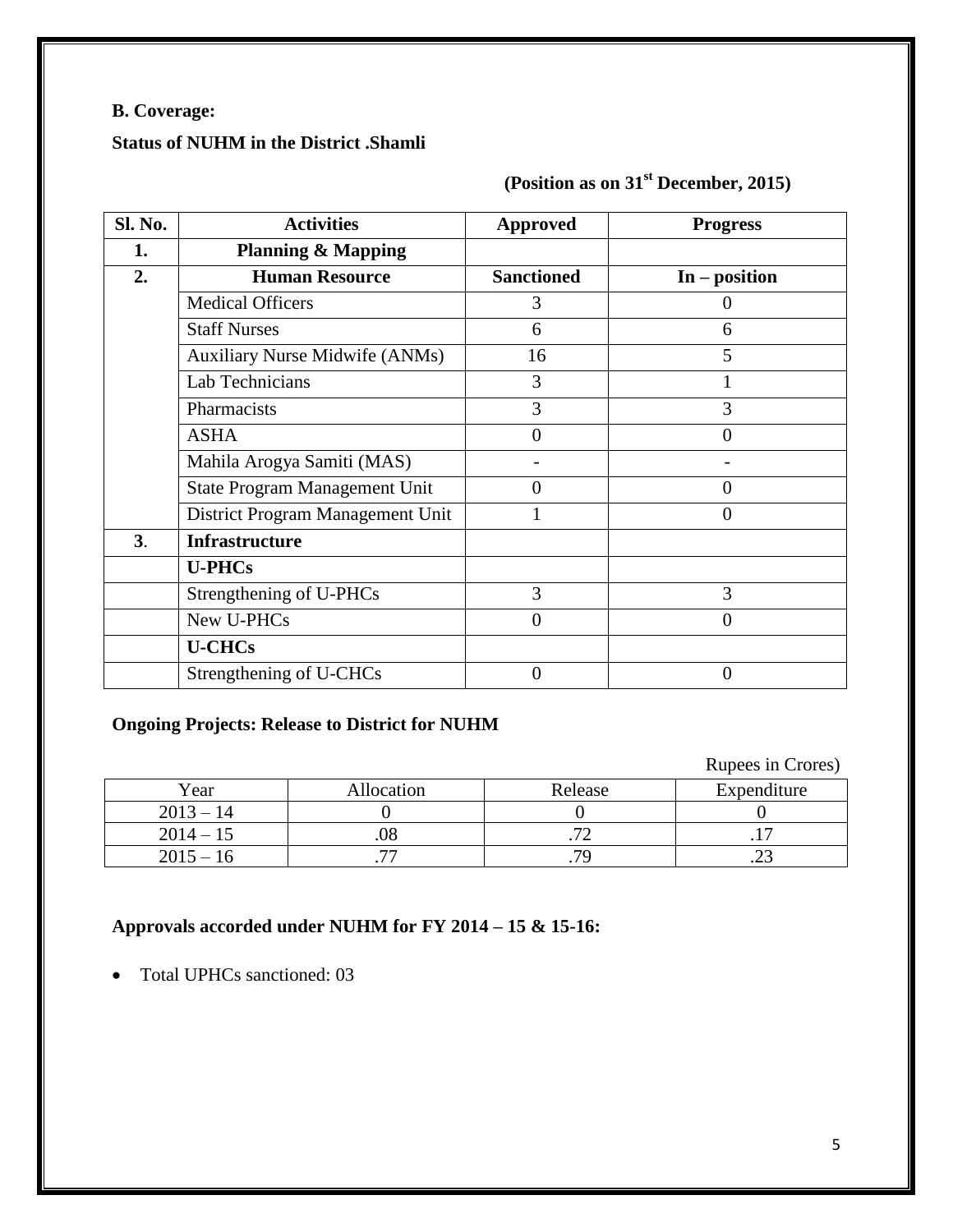**B. Coverage:**

**Status of NUHM in the District .Shamli**

**(Position as on 31st December, 2015)**

| Sl. No. | Activities | Approved | Progress |
|---|---|---|---|
| 1. | **Planning & Mapping** | | |
| 2. | **Human Resource** | **Sanctioned** | **In – position** |
| | Medical Officers | 3 | 0 |
| | Staff Nurses | 6 | 6 |
| | Auxiliary Nurse Midwife (ANMs) | 16 | 5 |
| | Lab Technicians | 3 | 1 |
| | Pharmacists | 3 | 3 |
| | ASHA | 0 | 0 |
| | Mahila Arogya Samiti (MAS) | - | - |
| | State Program Management Unit | 0 | 0 |
| | District Program Management Unit | 1 | 0 |
| 3. | **Infrastructure** | | |
| | **U-PHCs** | | |
| | Strengthening of U-PHCs | 3 | 3 |
| | New U-PHCs | 0 | 0 |
| | **U-CHCs** | | |
| | Strengthening of U-CHCs | 0 | 0 |

**Ongoing Projects: Release to District for NUHM**

Rupees in Crores)

| Year | Allocation | Release | Expenditure |
|---|---|---|---|
| 2013 – 14 | 0 | 0 | 0 |
| 2014 – 15 | .08 | .72 | .17 |
| 2015 – 16 | .77 | .79 | .23 |

**Approvals accorded under NUHM for FY 2014 – 15 & 15-16:**

- Total UPHCs sanctioned: 03